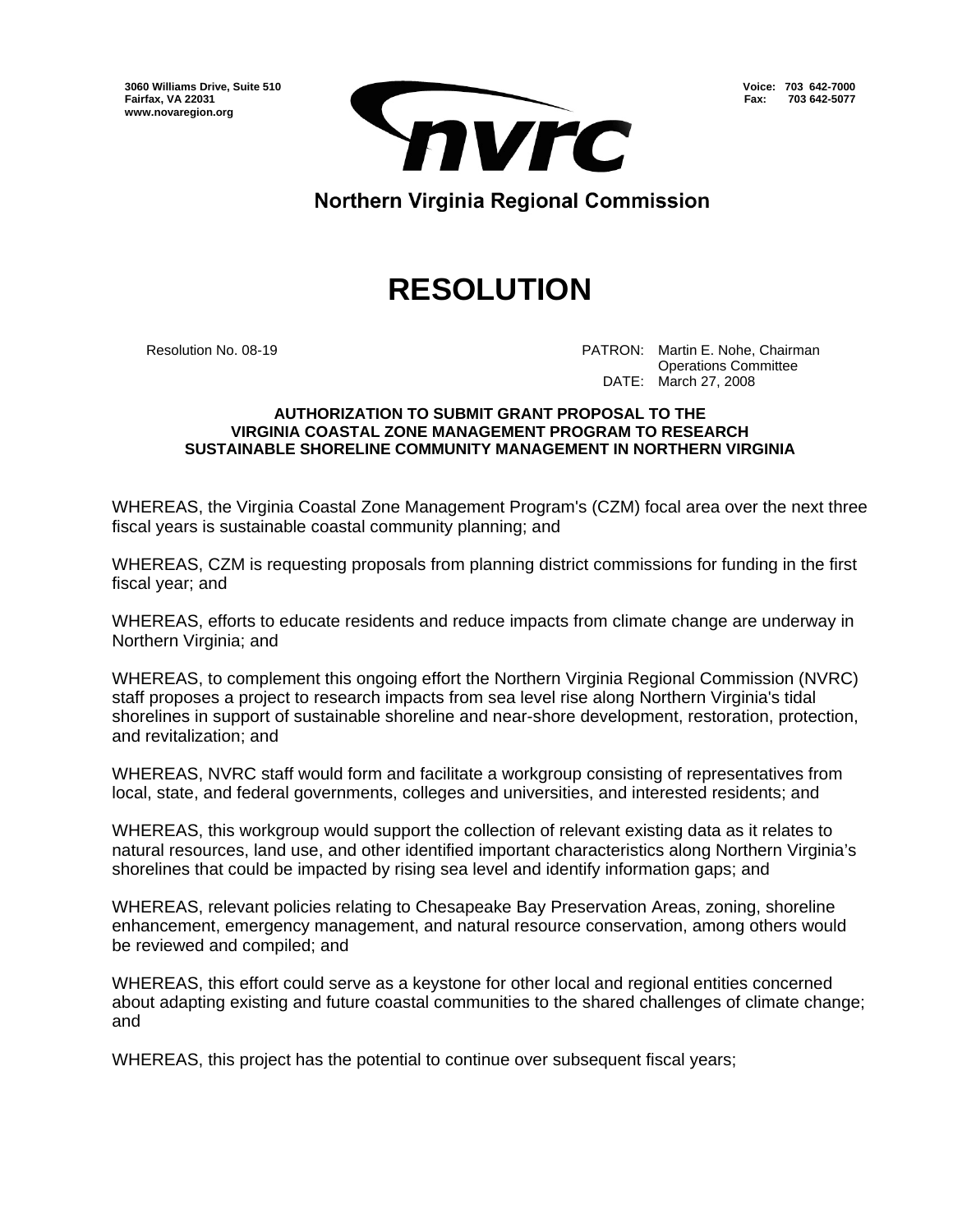3060 Williams Drive, Suite 510
Fairfax, VA 22031
www.novaregion.org

Voice: 703 642-7000
Fax: 703 642-5077

nvrc

Northern Virginia Regional Commission

# RESOLUTION

Resolution No. 08-19

PATRON: Martin E. Nohe, Chairman
Operations Committee
DATE: March 27, 2008

**AUTHORIZATION TO SUBMIT GRANT PROPOSAL TO THE VIRGINIA COASTAL ZONE MANAGEMENT PROGRAM TO RESEARCH SUSTAINABLE SHORELINE COMMUNITY MANAGEMENT IN NORTHERN VIRGINIA**

WHEREAS, the Virginia Coastal Zone Management Program's (CZM) focal area over the next three fiscal years is sustainable coastal community planning; and

WHEREAS, CZM is requesting proposals from planning district commissions for funding in the first fiscal year; and

WHEREAS, efforts to educate residents and reduce impacts from climate change are underway in Northern Virginia; and

WHEREAS, to complement this ongoing effort the Northern Virginia Regional Commission (NVRC) staff proposes a project to research impacts from sea level rise along Northern Virginia's tidal shorelines in support of sustainable shoreline and near-shore development, restoration, protection, and revitalization; and

WHEREAS, NVRC staff would form and facilitate a workgroup consisting of representatives from local, state, and federal governments, colleges and universities, and interested residents; and

WHEREAS, this workgroup would support the collection of relevant existing data as it relates to natural resources, land use, and other identified important characteristics along Northern Virginia's shorelines that could be impacted by rising sea level and identify information gaps; and

WHEREAS, relevant policies relating to Chesapeake Bay Preservation Areas, zoning, shoreline enhancement, emergency management, and natural resource conservation, among others would be reviewed and compiled; and

WHEREAS, this effort could serve as a keystone for other local and regional entities concerned about adapting existing and future coastal communities to the shared challenges of climate change; and

WHEREAS, this project has the potential to continue over subsequent fiscal years;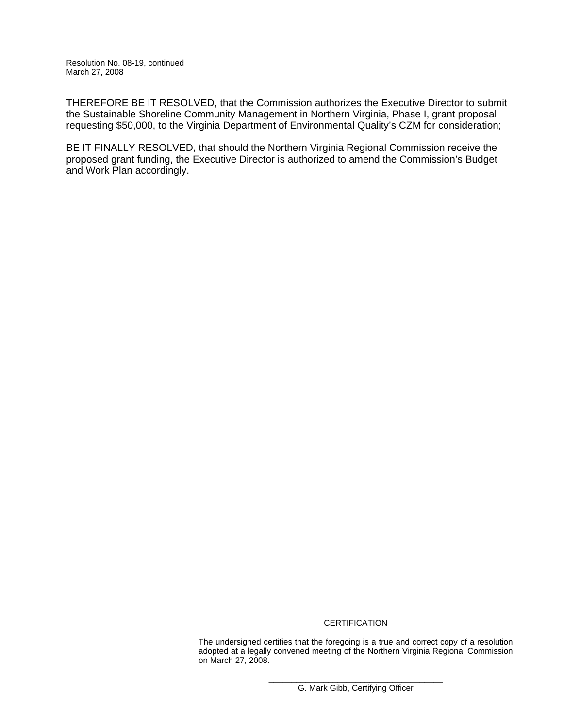Resolution No. 08-19, continued
March 27, 2008

THEREFORE BE IT RESOLVED, that the Commission authorizes the Executive Director to submit the Sustainable Shoreline Community Management in Northern Virginia, Phase I, grant proposal requesting $50,000, to the Virginia Department of Environmental Quality's CZM for consideration;

BE IT FINALLY RESOLVED, that should the Northern Virginia Regional Commission receive the proposed grant funding, the Executive Director is authorized to amend the Commission's Budget and Work Plan accordingly.

CERTIFICATION

The undersigned certifies that the foregoing is a true and correct copy of a resolution adopted at a legally convened meeting of the Northern Virginia Regional Commission on March 27, 2008.

\_\_\_\_\_\_\_\_\_\_\_\_\_\_\_\_\_\_\_\_\_\_\_\_\_\_\_\_\_\_\_\_\_\_\_\_\_\_\_\_

G. Mark Gibb, Certifying Officer